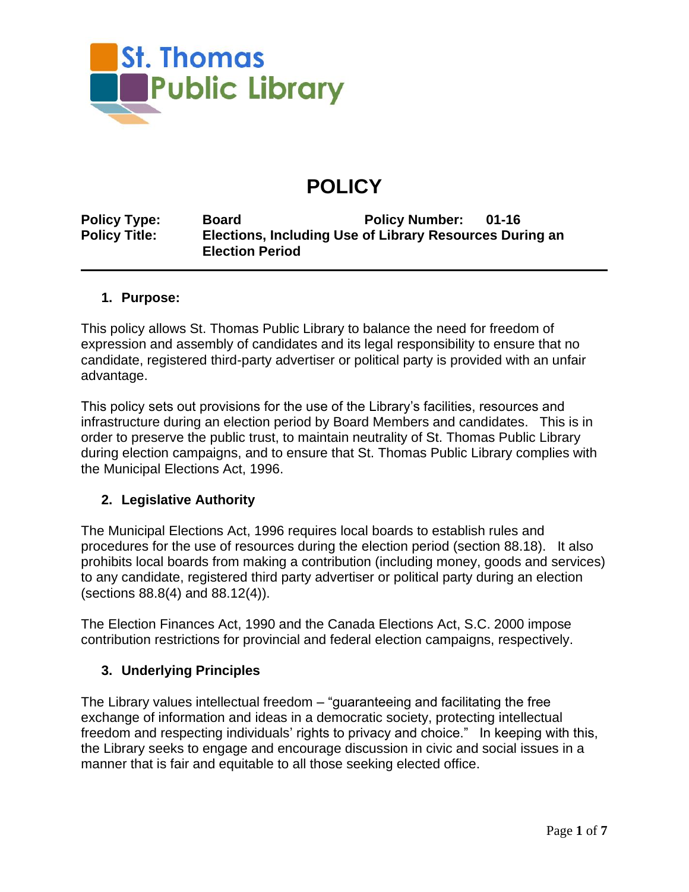St. Thomas Public Library

# POLICY

| | | | |
|---|---|---|---|
| **Policy Type:** | **Board** | **Policy Number:** | **01-16** |
| **Policy Title:** | **Elections, Including Use of Library Resources During an Election Period** | | |

## 1. Purpose:

This policy allows St. Thomas Public Library to balance the need for freedom of expression and assembly of candidates and its legal responsibility to ensure that no candidate, registered third-party advertiser or political party is provided with an unfair advantage.

This policy sets out provisions for the use of the Library's facilities, resources and infrastructure during an election period by Board Members and candidates. This is in order to preserve the public trust, to maintain neutrality of St. Thomas Public Library during election campaigns, and to ensure that St. Thomas Public Library complies with the Municipal Elections Act, 1996.

## 2. Legislative Authority

The Municipal Elections Act, 1996 requires local boards to establish rules and procedures for the use of resources during the election period (section 88.18). It also prohibits local boards from making a contribution (including money, goods and services) to any candidate, registered third party advertiser or political party during an election (sections 88.8(4) and 88.12(4)).

The Election Finances Act, 1990 and the Canada Elections Act, S.C. 2000 impose contribution restrictions for provincial and federal election campaigns, respectively.

## 3. Underlying Principles

The Library values intellectual freedom – "guaranteeing and facilitating the free exchange of information and ideas in a democratic society, protecting intellectual freedom and respecting individuals' rights to privacy and choice." In keeping with this, the Library seeks to engage and encourage discussion in civic and social issues in a manner that is fair and equitable to all those seeking elected office.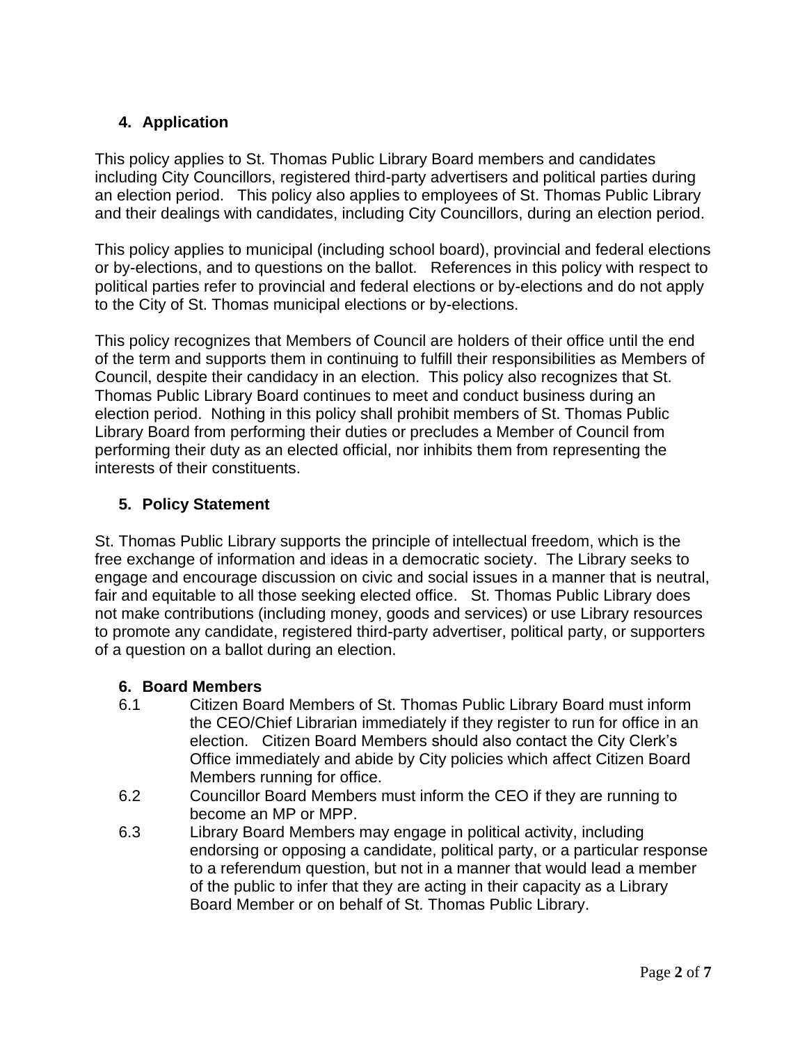## 4. Application

This policy applies to St. Thomas Public Library Board members and candidates including City Councillors, registered third-party advertisers and political parties during an election period. This policy also applies to employees of St. Thomas Public Library and their dealings with candidates, including City Councillors, during an election period.

This policy applies to municipal (including school board), provincial and federal elections or by-elections, and to questions on the ballot. References in this policy with respect to political parties refer to provincial and federal elections or by-elections and do not apply to the City of St. Thomas municipal elections or by-elections.

This policy recognizes that Members of Council are holders of their office until the end of the term and supports them in continuing to fulfill their responsibilities as Members of Council, despite their candidacy in an election. This policy also recognizes that St. Thomas Public Library Board continues to meet and conduct business during an election period. Nothing in this policy shall prohibit members of St. Thomas Public Library Board from performing their duties or precludes a Member of Council from performing their duty as an elected official, nor inhibits them from representing the interests of their constituents.

## 5. Policy Statement

St. Thomas Public Library supports the principle of intellectual freedom, which is the free exchange of information and ideas in a democratic society. The Library seeks to engage and encourage discussion on civic and social issues in a manner that is neutral, fair and equitable to all those seeking elected office. St. Thomas Public Library does not make contributions (including money, goods and services) or use Library resources to promote any candidate, registered third-party advertiser, political party, or supporters of a question on a ballot during an election.

## 6. Board Members

6.1 Citizen Board Members of St. Thomas Public Library Board must inform the CEO/Chief Librarian immediately if they register to run for office in an election. Citizen Board Members should also contact the City Clerk's Office immediately and abide by City policies which affect Citizen Board Members running for office.

6.2 Councillor Board Members must inform the CEO if they are running to become an MP or MPP.

6.3 Library Board Members may engage in political activity, including endorsing or opposing a candidate, political party, or a particular response to a referendum question, but not in a manner that would lead a member of the public to infer that they are acting in their capacity as a Library Board Member or on behalf of St. Thomas Public Library.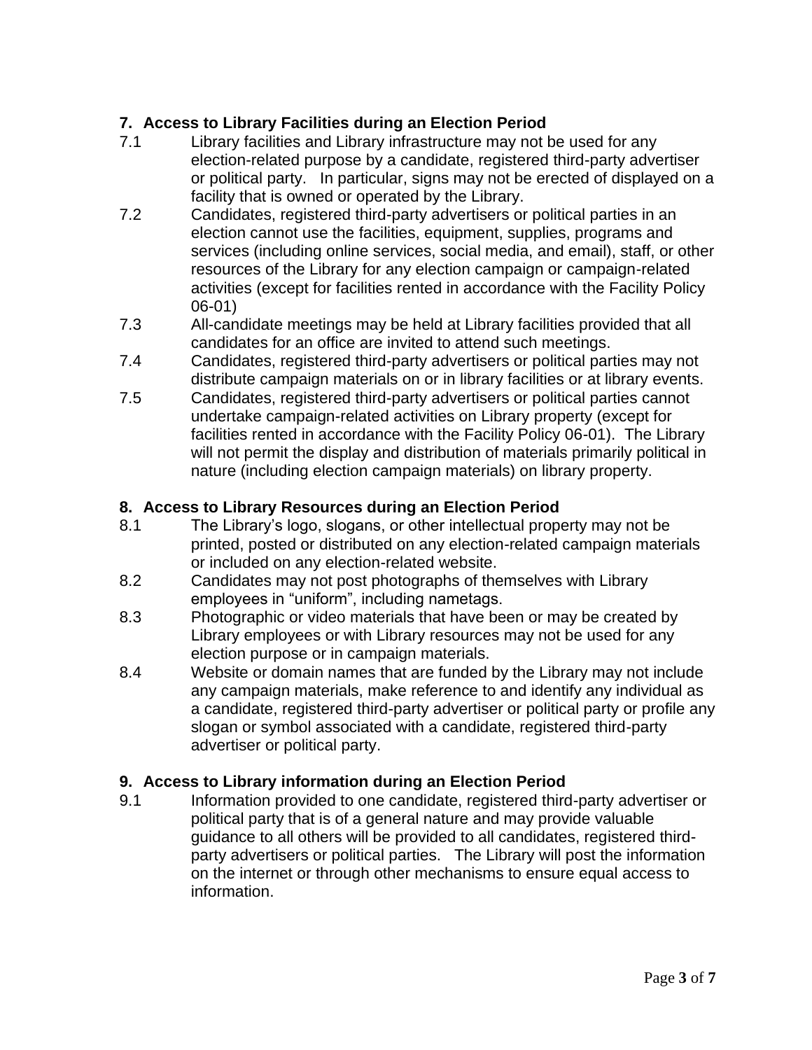## 7. Access to Library Facilities during an Election Period

7.1 Library facilities and Library infrastructure may not be used for any election-related purpose by a candidate, registered third-party advertiser or political party. In particular, signs may not be erected of displayed on a facility that is owned or operated by the Library.

7.2 Candidates, registered third-party advertisers or political parties in an election cannot use the facilities, equipment, supplies, programs and services (including online services, social media, and email), staff, or other resources of the Library for any election campaign or campaign-related activities (except for facilities rented in accordance with the Facility Policy 06-01)

7.3 All-candidate meetings may be held at Library facilities provided that all candidates for an office are invited to attend such meetings.

7.4 Candidates, registered third-party advertisers or political parties may not distribute campaign materials on or in library facilities or at library events.

7.5 Candidates, registered third-party advertisers or political parties cannot undertake campaign-related activities on Library property (except for facilities rented in accordance with the Facility Policy 06-01). The Library will not permit the display and distribution of materials primarily political in nature (including election campaign materials) on library property.

## 8. Access to Library Resources during an Election Period

8.1 The Library's logo, slogans, or other intellectual property may not be printed, posted or distributed on any election-related campaign materials or included on any election-related website.

8.2 Candidates may not post photographs of themselves with Library employees in "uniform", including nametags.

8.3 Photographic or video materials that have been or may be created by Library employees or with Library resources may not be used for any election purpose or in campaign materials.

8.4 Website or domain names that are funded by the Library may not include any campaign materials, make reference to and identify any individual as a candidate, registered third-party advertiser or political party or profile any slogan or symbol associated with a candidate, registered third-party advertiser or political party.

## 9. Access to Library information during an Election Period

9.1 Information provided to one candidate, registered third-party advertiser or political party that is of a general nature and may provide valuable guidance to all others will be provided to all candidates, registered third-party advertisers or political parties. The Library will post the information on the internet or through other mechanisms to ensure equal access to information.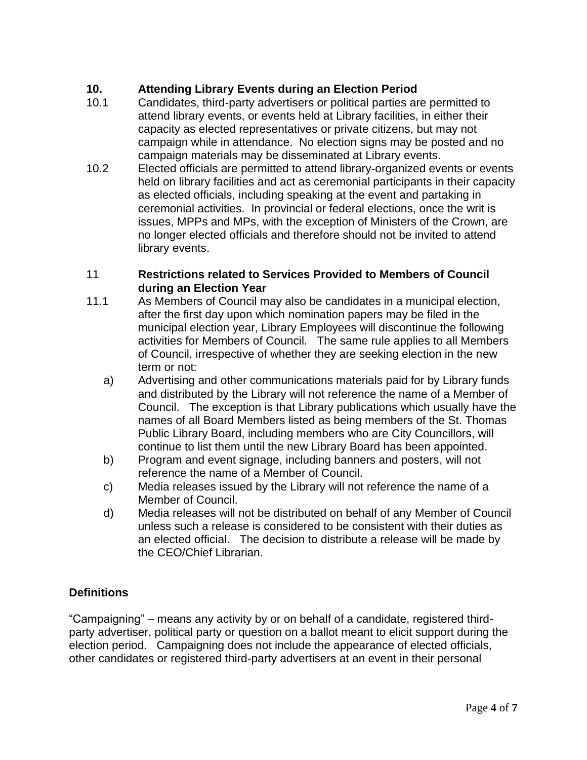## 10. Attending Library Events during an Election Period

10.1 Candidates, third-party advertisers or political parties are permitted to attend library events, or events held at Library facilities, in either their capacity as elected representatives or private citizens, but may not campaign while in attendance. No election signs may be posted and no campaign materials may be disseminated at Library events.

10.2 Elected officials are permitted to attend library-organized events or events held on library facilities and act as ceremonial participants in their capacity as elected officials, including speaking at the event and partaking in ceremonial activities. In provincial or federal elections, once the writ is issues, MPPs and MPs, with the exception of Ministers of the Crown, are no longer elected officials and therefore should not be invited to attend library events.

## 11 Restrictions related to Services Provided to Members of Council during an Election Year

11.1 As Members of Council may also be candidates in a municipal election, after the first day upon which nomination papers may be filed in the municipal election year, Library Employees will discontinue the following activities for Members of Council. The same rule applies to all Members of Council, irrespective of whether they are seeking election in the new term or not:

a) Advertising and other communications materials paid for by Library funds and distributed by the Library will not reference the name of a Member of Council. The exception is that Library publications which usually have the names of all Board Members listed as being members of the St. Thomas Public Library Board, including members who are City Councillors, will continue to list them until the new Library Board has been appointed.

b) Program and event signage, including banners and posters, will not reference the name of a Member of Council.

c) Media releases issued by the Library will not reference the name of a Member of Council.

d) Media releases will not be distributed on behalf of any Member of Council unless such a release is considered to be consistent with their duties as an elected official. The decision to distribute a release will be made by the CEO/Chief Librarian.

## Definitions

"Campaigning" – means any activity by or on behalf of a candidate, registered third-party advertiser, political party or question on a ballot meant to elicit support during the election period. Campaigning does not include the appearance of elected officials, other candidates or registered third-party advertisers at an event in their personal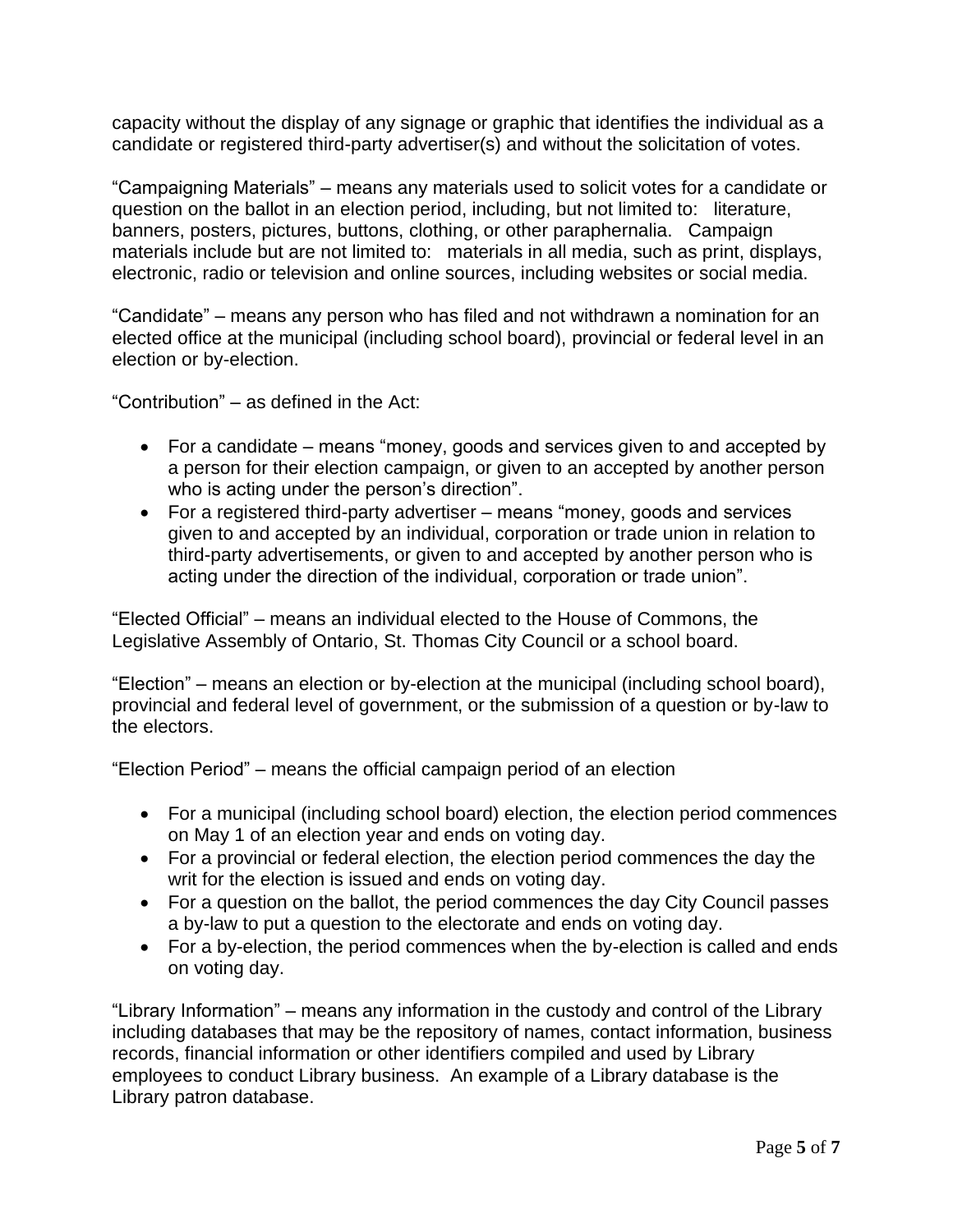capacity without the display of any signage or graphic that identifies the individual as a candidate or registered third-party advertiser(s) and without the solicitation of votes.

“Campaigning Materials” – means any materials used to solicit votes for a candidate or question on the ballot in an election period, including, but not limited to: literature, banners, posters, pictures, buttons, clothing, or other paraphernalia. Campaign materials include but are not limited to: materials in all media, such as print, displays, electronic, radio or television and online sources, including websites or social media.

“Candidate” – means any person who has filed and not withdrawn a nomination for an elected office at the municipal (including school board), provincial or federal level in an election or by-election.

“Contribution” – as defined in the Act:

- For a candidate – means “money, goods and services given to and accepted by a person for their election campaign, or given to an accepted by another person who is acting under the person’s direction”.
- For a registered third-party advertiser – means “money, goods and services given to and accepted by an individual, corporation or trade union in relation to third-party advertisements, or given to and accepted by another person who is acting under the direction of the individual, corporation or trade union”.

“Elected Official” – means an individual elected to the House of Commons, the Legislative Assembly of Ontario, St. Thomas City Council or a school board.

“Election” – means an election or by-election at the municipal (including school board), provincial and federal level of government, or the submission of a question or by-law to the electors.

“Election Period” – means the official campaign period of an election

- For a municipal (including school board) election, the election period commences on May 1 of an election year and ends on voting day.
- For a provincial or federal election, the election period commences the day the writ for the election is issued and ends on voting day.
- For a question on the ballot, the period commences the day City Council passes a by-law to put a question to the electorate and ends on voting day.
- For a by-election, the period commences when the by-election is called and ends on voting day.

“Library Information” – means any information in the custody and control of the Library including databases that may be the repository of names, contact information, business records, financial information or other identifiers compiled and used by Library employees to conduct Library business. An example of a Library database is the Library patron database.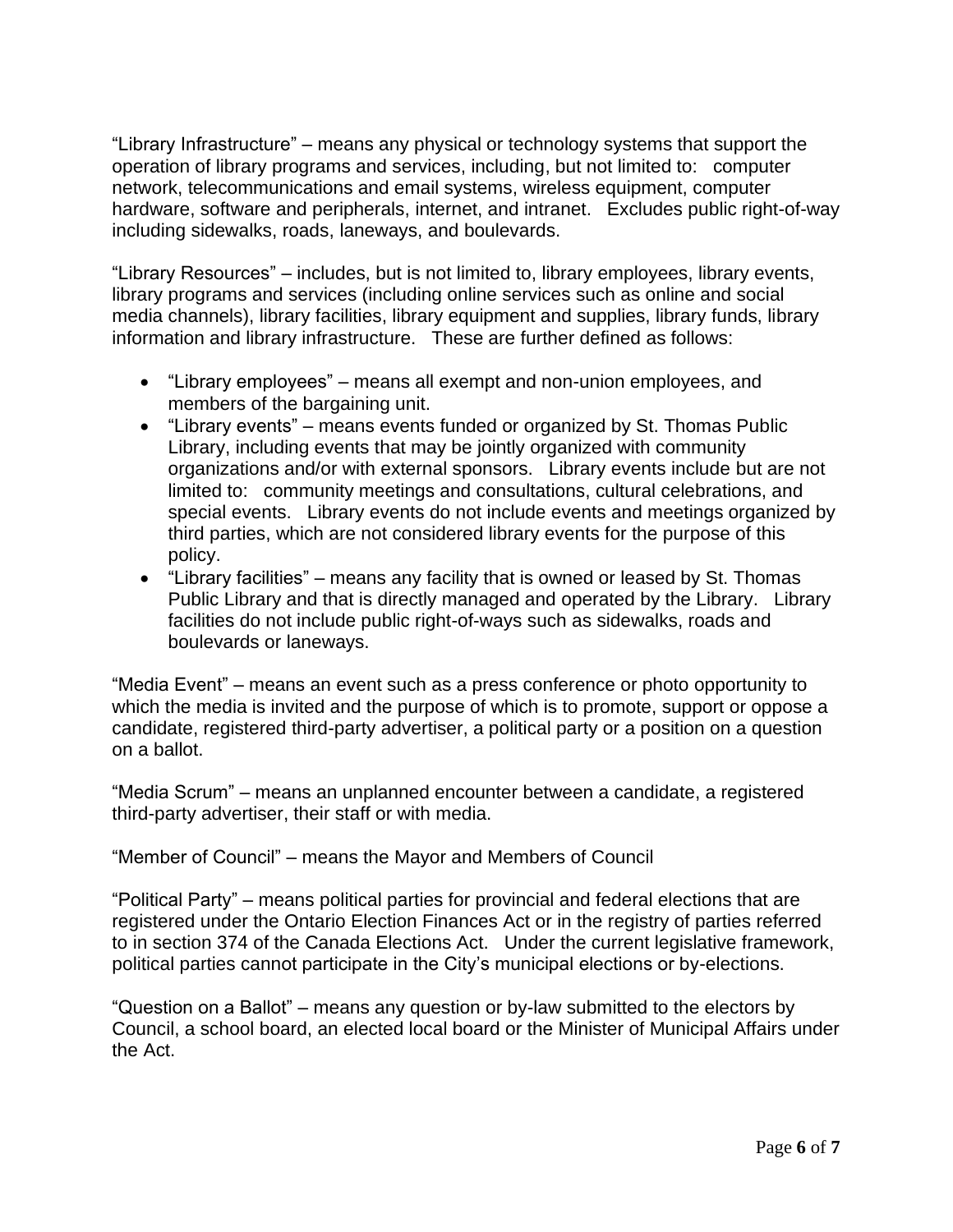"Library Infrastructure" – means any physical or technology systems that support the operation of library programs and services, including, but not limited to: computer network, telecommunications and email systems, wireless equipment, computer hardware, software and peripherals, internet, and intranet. Excludes public right-of-way including sidewalks, roads, laneways, and boulevards.

"Library Resources" – includes, but is not limited to, library employees, library events, library programs and services (including online services such as online and social media channels), library facilities, library equipment and supplies, library funds, library information and library infrastructure. These are further defined as follows:

- "Library employees" – means all exempt and non-union employees, and members of the bargaining unit.
- "Library events" – means events funded or organized by St. Thomas Public Library, including events that may be jointly organized with community organizations and/or with external sponsors. Library events include but are not limited to: community meetings and consultations, cultural celebrations, and special events. Library events do not include events and meetings organized by third parties, which are not considered library events for the purpose of this policy.
- "Library facilities" – means any facility that is owned or leased by St. Thomas Public Library and that is directly managed and operated by the Library. Library facilities do not include public right-of-ways such as sidewalks, roads and boulevards or laneways.

"Media Event" – means an event such as a press conference or photo opportunity to which the media is invited and the purpose of which is to promote, support or oppose a candidate, registered third-party advertiser, a political party or a position on a question on a ballot.

"Media Scrum" – means an unplanned encounter between a candidate, a registered third-party advertiser, their staff or with media.

"Member of Council" – means the Mayor and Members of Council

"Political Party" – means political parties for provincial and federal elections that are registered under the Ontario Election Finances Act or in the registry of parties referred to in section 374 of the Canada Elections Act. Under the current legislative framework, political parties cannot participate in the City's municipal elections or by-elections.

"Question on a Ballot" – means any question or by-law submitted to the electors by Council, a school board, an elected local board or the Minister of Municipal Affairs under the Act.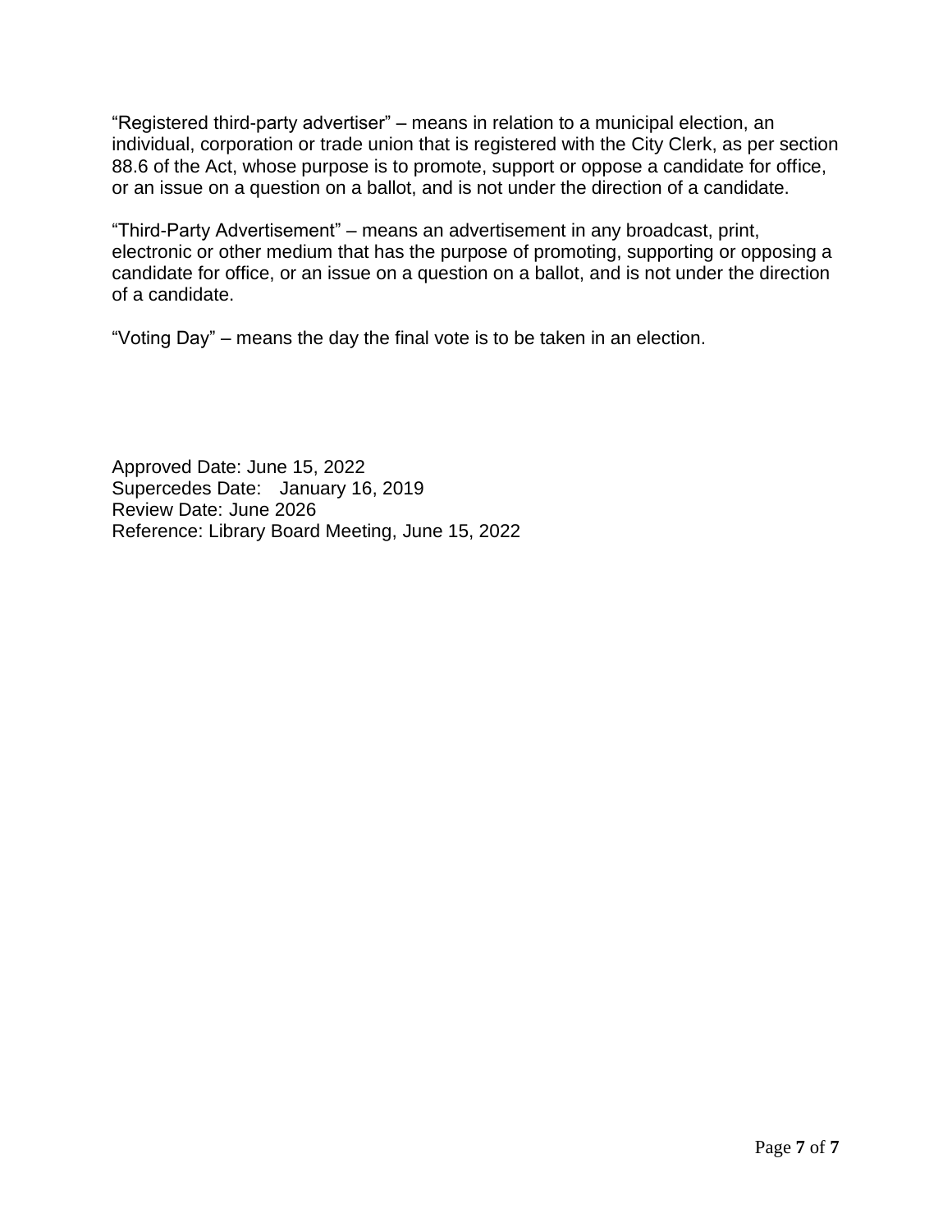“Registered third-party advertiser” – means in relation to a municipal election, an individual, corporation or trade union that is registered with the City Clerk, as per section 88.6 of the Act, whose purpose is to promote, support or oppose a candidate for office, or an issue on a question on a ballot, and is not under the direction of a candidate.

“Third-Party Advertisement” – means an advertisement in any broadcast, print, electronic or other medium that has the purpose of promoting, supporting or opposing a candidate for office, or an issue on a question on a ballot, and is not under the direction of a candidate.

“Voting Day” – means the day the final vote is to be taken in an election.

Approved Date: June 15, 2022
Supercedes Date: January 16, 2019
Review Date: June 2026
Reference: Library Board Meeting, June 15, 2022